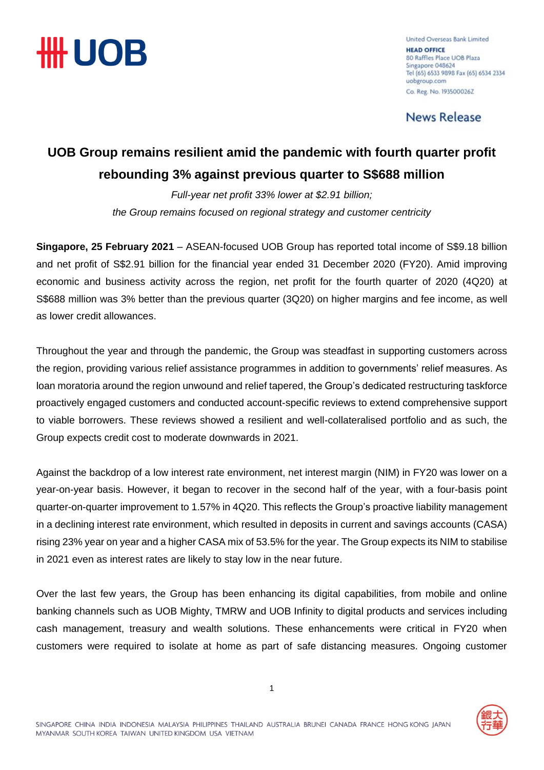United Overseas Bank Limited
**HEAD OFFICE**
80 Raffles Place UOB Plaza
Singapore 048624
Tel (65) 6533 9898 Fax (65) 6534 2334
uobgroup.com
Co. Reg. No. 193500026Z

News Release

# UOB Group remains resilient amid the pandemic with fourth quarter profit rebounding 3% against previous quarter to S$688 million

*Full-year net profit 33% lower at $2.91 billion;*
*the Group remains focused on regional strategy and customer centricity*

**Singapore, 25 February 2021** – ASEAN-focused UOB Group has reported total income of S$9.18 billion and net profit of S$2.91 billion for the financial year ended 31 December 2020 (FY20). Amid improving economic and business activity across the region, net profit for the fourth quarter of 2020 (4Q20) at S$688 million was 3% better than the previous quarter (3Q20) on higher margins and fee income, as well as lower credit allowances.

Throughout the year and through the pandemic, the Group was steadfast in supporting customers across the region, providing various relief assistance programmes in addition to governments' relief measures. As loan moratoria around the region unwound and relief tapered, the Group's dedicated restructuring taskforce proactively engaged customers and conducted account-specific reviews to extend comprehensive support to viable borrowers. These reviews showed a resilient and well-collateralised portfolio and as such, the Group expects credit cost to moderate downwards in 2021.

Against the backdrop of a low interest rate environment, net interest margin (NIM) in FY20 was lower on a year-on-year basis. However, it began to recover in the second half of the year, with a four-basis point quarter-on-quarter improvement to 1.57% in 4Q20. This reflects the Group's proactive liability management in a declining interest rate environment, which resulted in deposits in current and savings accounts (CASA) rising 23% year on year and a higher CASA mix of 53.5% for the year. The Group expects its NIM to stabilise in 2021 even as interest rates are likely to stay low in the near future.

Over the last few years, the Group has been enhancing its digital capabilities, from mobile and online banking channels such as UOB Mighty, TMRW and UOB Infinity to digital products and services including cash management, treasury and wealth solutions. These enhancements were critical in FY20 when customers were required to isolate at home as part of safe distancing measures. Ongoing customer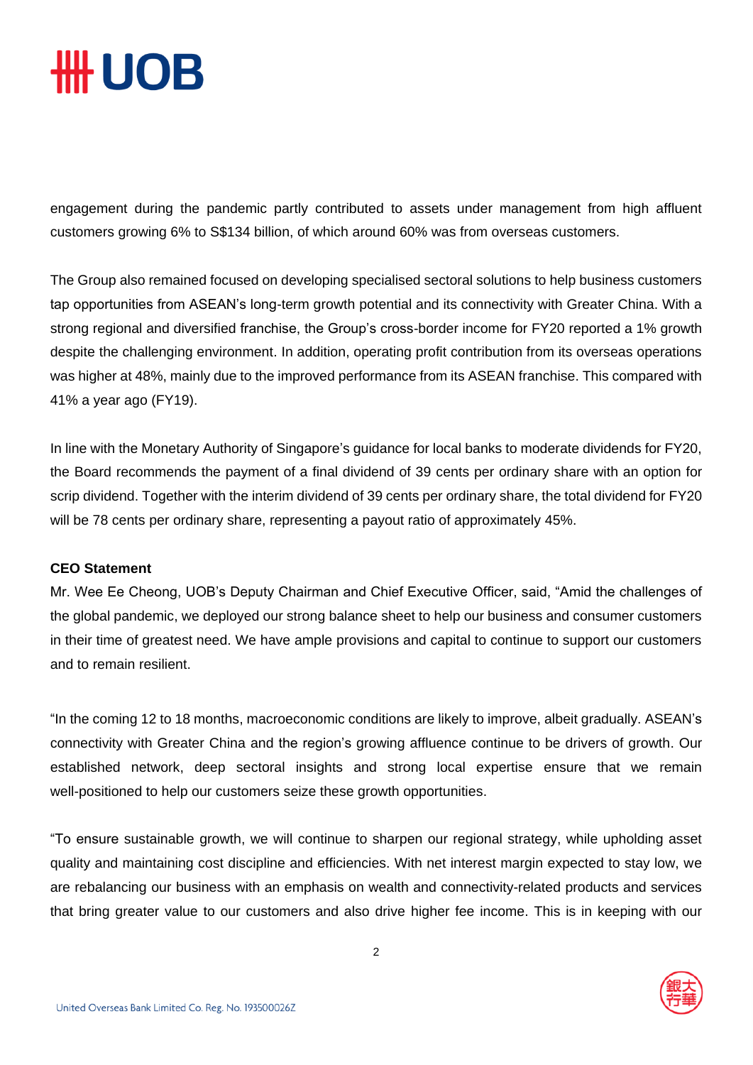engagement during the pandemic partly contributed to assets under management from high affluent customers growing 6% to S$134 billion, of which around 60% was from overseas customers.

The Group also remained focused on developing specialised sectoral solutions to help business customers tap opportunities from ASEAN's long-term growth potential and its connectivity with Greater China. With a strong regional and diversified franchise, the Group's cross-border income for FY20 reported a 1% growth despite the challenging environment. In addition, operating profit contribution from its overseas operations was higher at 48%, mainly due to the improved performance from its ASEAN franchise. This compared with 41% a year ago (FY19).

In line with the Monetary Authority of Singapore's guidance for local banks to moderate dividends for FY20, the Board recommends the payment of a final dividend of 39 cents per ordinary share with an option for scrip dividend. Together with the interim dividend of 39 cents per ordinary share, the total dividend for FY20 will be 78 cents per ordinary share, representing a payout ratio of approximately 45%.

**CEO Statement**

Mr. Wee Ee Cheong, UOB's Deputy Chairman and Chief Executive Officer, said, "Amid the challenges of the global pandemic, we deployed our strong balance sheet to help our business and consumer customers in their time of greatest need. We have ample provisions and capital to continue to support our customers and to remain resilient.

"In the coming 12 to 18 months, macroeconomic conditions are likely to improve, albeit gradually. ASEAN's connectivity with Greater China and the region's growing affluence continue to be drivers of growth. Our established network, deep sectoral insights and strong local expertise ensure that we remain well-positioned to help our customers seize these growth opportunities.

"To ensure sustainable growth, we will continue to sharpen our regional strategy, while upholding asset quality and maintaining cost discipline and efficiencies. With net interest margin expected to stay low, we are rebalancing our business with an emphasis on wealth and connectivity-related products and services that bring greater value to our customers and also drive higher fee income. This is in keeping with our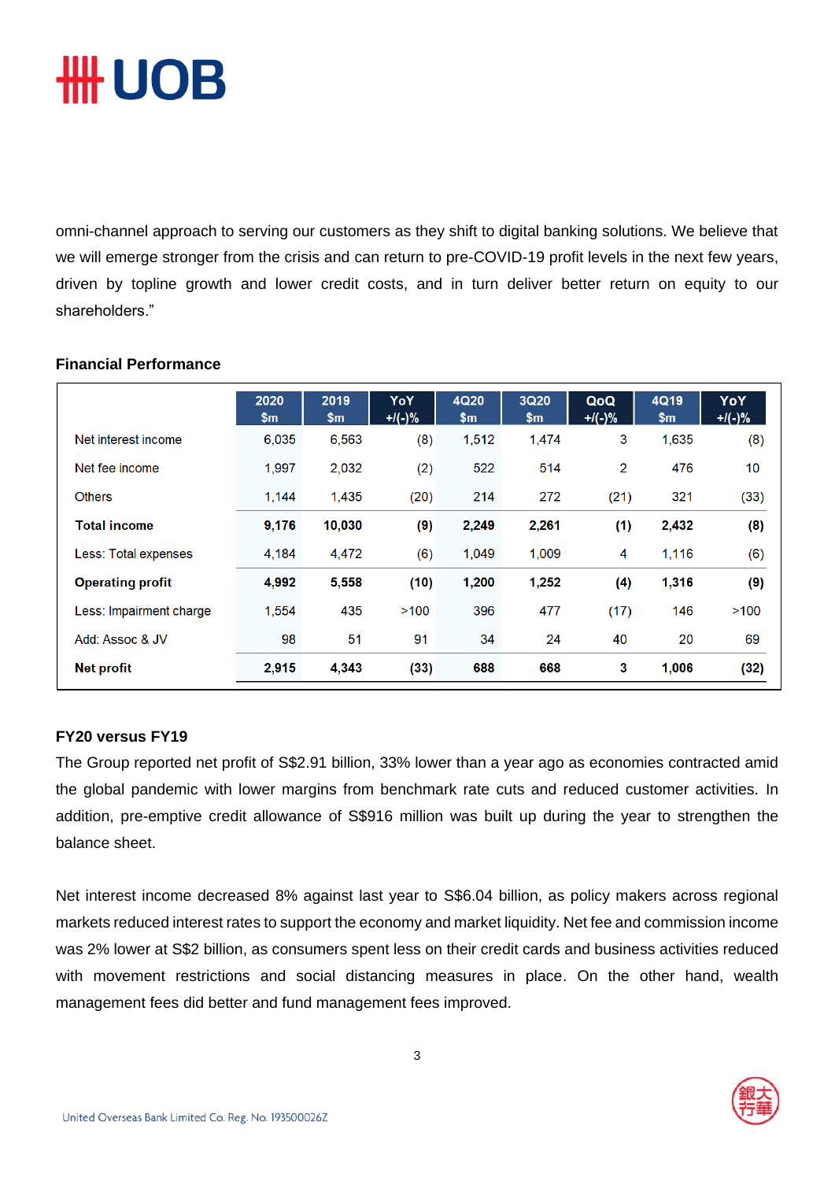omni-channel approach to serving our customers as they shift to digital banking solutions. We believe that we will emerge stronger from the crisis and can return to pre-COVID-19 profit levels in the next few years, driven by topline growth and lower credit costs, and in turn deliver better return on equity to our shareholders."

**Financial Performance**

| | 2020 $m | 2019 $m | YoY +/(-)% | 4Q20 $m | 3Q20 $m | QoQ +/(-)% | 4Q19 $m | YoY +/(-)% |
|---|---|---|---|---|---|---|---|---|
| Net interest income | 6,035 | 6,563 | (8) | 1,512 | 1,474 | 3 | 1,635 | (8) |
| Net fee income | 1,997 | 2,032 | (2) | 522 | 514 | 2 | 476 | 10 |
| Others | 1,144 | 1,435 | (20) | 214 | 272 | (21) | 321 | (33) |
| **Total income** | **9,176** | **10,030** | **(9)** | **2,249** | **2,261** | **(1)** | **2,432** | **(8)** |
| Less: Total expenses | 4,184 | 4,472 | (6) | 1,049 | 1,009 | 4 | 1,116 | (6) |
| **Operating profit** | **4,992** | **5,558** | **(10)** | **1,200** | **1,252** | **(4)** | **1,316** | **(9)** |
| Less: Impairment charge | 1,554 | 435 | >100 | 396 | 477 | (17) | 146 | >100 |
| Add: Assoc & JV | 98 | 51 | 91 | 34 | 24 | 40 | 20 | 69 |
| **Net profit** | **2,915** | **4,343** | **(33)** | **688** | **668** | **3** | **1,006** | **(32)** |

**FY20 versus FY19**

The Group reported net profit of S$2.91 billion, 33% lower than a year ago as economies contracted amid the global pandemic with lower margins from benchmark rate cuts and reduced customer activities. In addition, pre-emptive credit allowance of S$916 million was built up during the year to strengthen the balance sheet.

Net interest income decreased 8% against last year to S$6.04 billion, as policy makers across regional markets reduced interest rates to support the economy and market liquidity. Net fee and commission income was 2% lower at S$2 billion, as consumers spent less on their credit cards and business activities reduced with movement restrictions and social distancing measures in place. On the other hand, wealth management fees did better and fund management fees improved.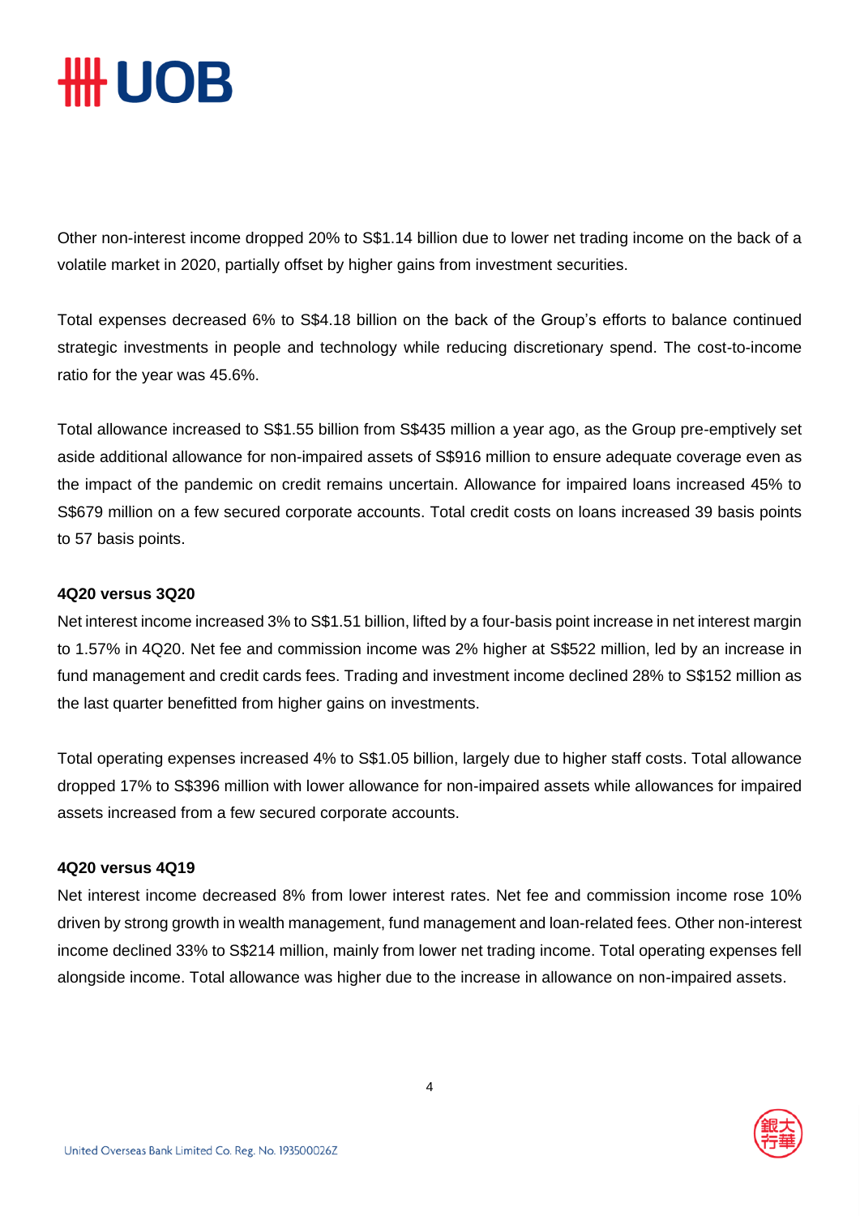Other non-interest income dropped 20% to S$1.14 billion due to lower net trading income on the back of a volatile market in 2020, partially offset by higher gains from investment securities.

Total expenses decreased 6% to S$4.18 billion on the back of the Group's efforts to balance continued strategic investments in people and technology while reducing discretionary spend. The cost-to-income ratio for the year was 45.6%.

Total allowance increased to S$1.55 billion from S$435 million a year ago, as the Group pre-emptively set aside additional allowance for non-impaired assets of S$916 million to ensure adequate coverage even as the impact of the pandemic on credit remains uncertain. Allowance for impaired loans increased 45% to S$679 million on a few secured corporate accounts. Total credit costs on loans increased 39 basis points to 57 basis points.

**4Q20 versus 3Q20**

Net interest income increased 3% to S$1.51 billion, lifted by a four-basis point increase in net interest margin to 1.57% in 4Q20. Net fee and commission income was 2% higher at S$522 million, led by an increase in fund management and credit cards fees. Trading and investment income declined 28% to S$152 million as the last quarter benefitted from higher gains on investments.

Total operating expenses increased 4% to S$1.05 billion, largely due to higher staff costs. Total allowance dropped 17% to S$396 million with lower allowance for non-impaired assets while allowances for impaired assets increased from a few secured corporate accounts.

**4Q20 versus 4Q19**

Net interest income decreased 8% from lower interest rates. Net fee and commission income rose 10% driven by strong growth in wealth management, fund management and loan-related fees. Other non-interest income declined 33% to S$214 million, mainly from lower net trading income. Total operating expenses fell alongside income. Total allowance was higher due to the increase in allowance on non-impaired assets.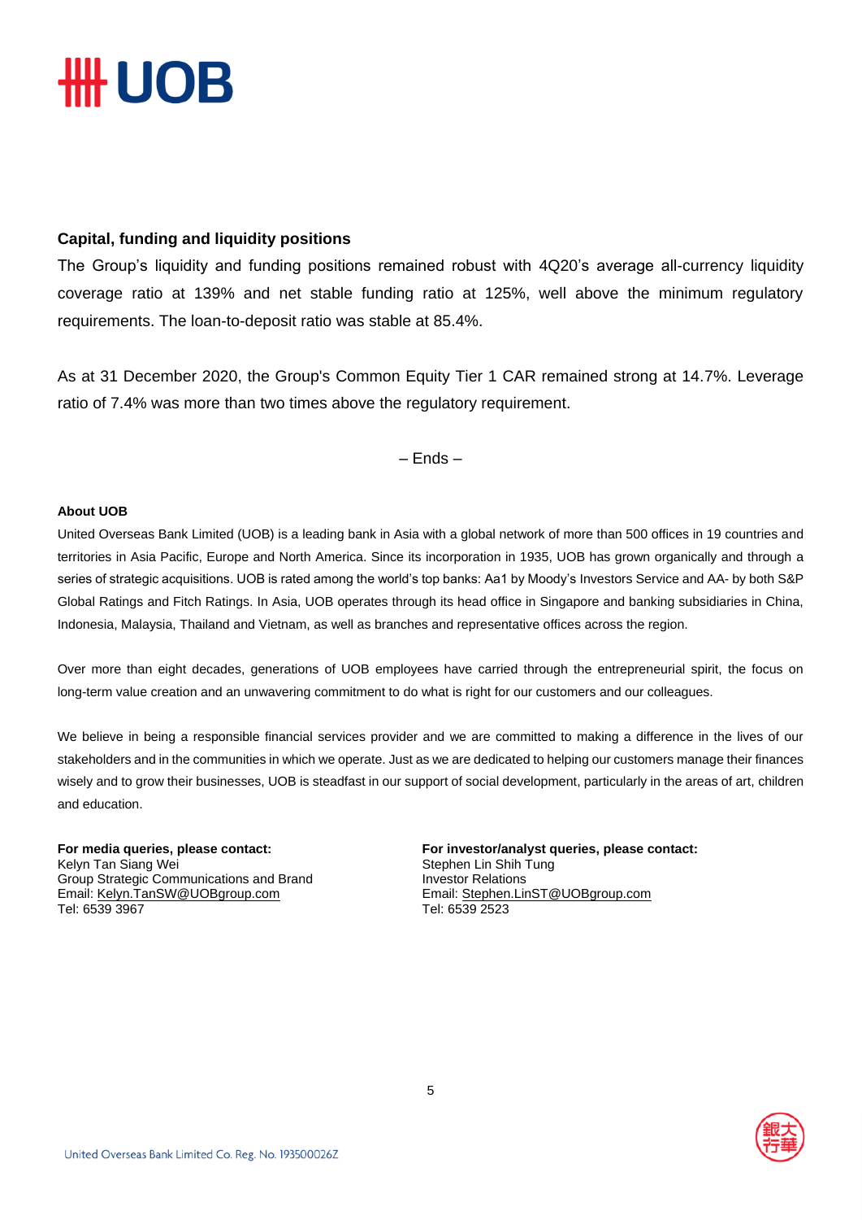### Capital, funding and liquidity positions

The Group's liquidity and funding positions remained robust with 4Q20's average all-currency liquidity coverage ratio at 139% and net stable funding ratio at 125%, well above the minimum regulatory requirements. The loan-to-deposit ratio was stable at 85.4%.

As at 31 December 2020, the Group's Common Equity Tier 1 CAR remained strong at 14.7%. Leverage ratio of 7.4% was more than two times above the regulatory requirement.

– Ends –

**About UOB**

United Overseas Bank Limited (UOB) is a leading bank in Asia with a global network of more than 500 offices in 19 countries and territories in Asia Pacific, Europe and North America. Since its incorporation in 1935, UOB has grown organically and through a series of strategic acquisitions. UOB is rated among the world's top banks: Aa1 by Moody's Investors Service and AA- by both S&P Global Ratings and Fitch Ratings. In Asia, UOB operates through its head office in Singapore and banking subsidiaries in China, Indonesia, Malaysia, Thailand and Vietnam, as well as branches and representative offices across the region.

Over more than eight decades, generations of UOB employees have carried through the entrepreneurial spirit, the focus on long-term value creation and an unwavering commitment to do what is right for our customers and our colleagues.

We believe in being a responsible financial services provider and we are committed to making a difference in the lives of our stakeholders and in the communities in which we operate. Just as we are dedicated to helping our customers manage their finances wisely and to grow their businesses, UOB is steadfast in our support of social development, particularly in the areas of art, children and education.

**For media queries, please contact:**
Kelyn Tan Siang Wei
Group Strategic Communications and Brand
Email: Kelyn.TanSW@UOBgroup.com
Tel: 6539 3967

**For investor/analyst queries, please contact:**
Stephen Lin Shih Tung
Investor Relations
Email: Stephen.LinST@UOBgroup.com
Tel: 6539 2523